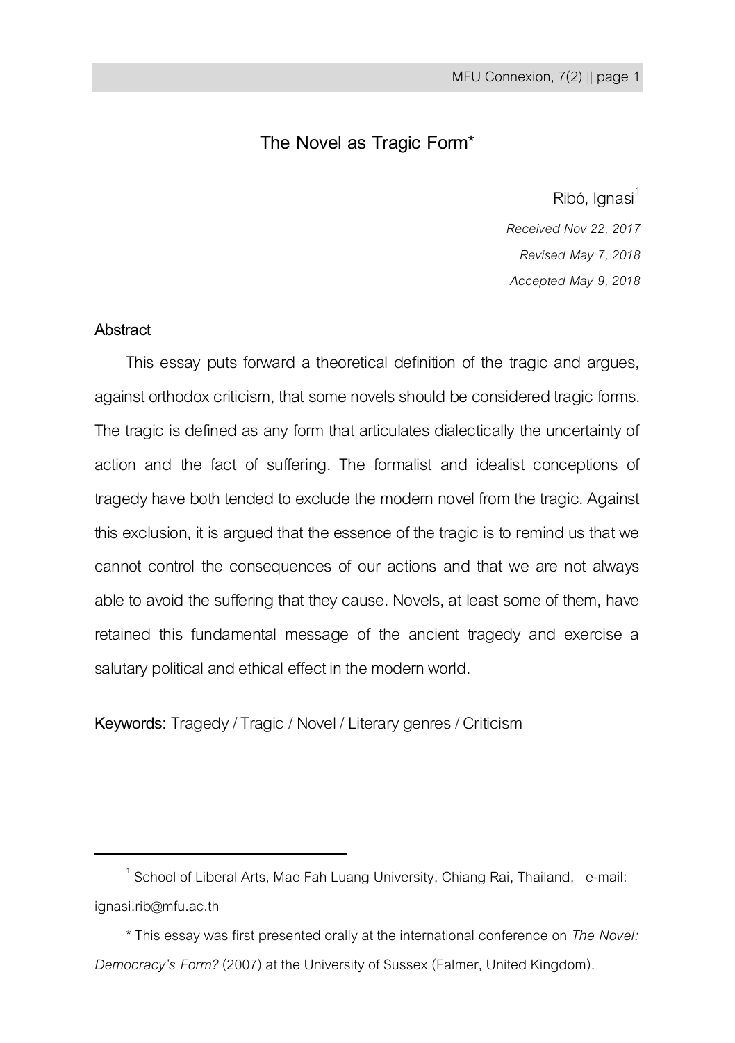# The Novel as Tragic Form*

Ribó, Ignasi[1]

*Received Nov 22, 2017*

*Revised May 7, 2018*

*Accepted May 9, 2018*

## Abstract

This essay puts forward a theoretical definition of the tragic and argues, against orthodox criticism, that some novels should be considered tragic forms. The tragic is defined as any form that articulates dialectically the uncertainty of action and the fact of suffering. The formalist and idealist conceptions of tragedy have both tended to exclude the modern novel from the tragic. Against this exclusion, it is argued that the essence of the tragic is to remind us that we cannot control the consequences of our actions and that we are not always able to avoid the suffering that they cause. Novels, at least some of them, have retained this fundamental message of the ancient tragedy and exercise a salutary political and ethical effect in the modern world.

**Keywords:** Tragedy / Tragic / Novel / Literary genres / Criticism

---

[1] School of Liberal Arts, Mae Fah Luang University, Chiang Rai, Thailand, e-mail: ignasi.rib@mfu.ac.th

\* This essay was first presented orally at the international conference on *The Novel: Democracy's Form?* (2007) at the University of Sussex (Falmer, United Kingdom).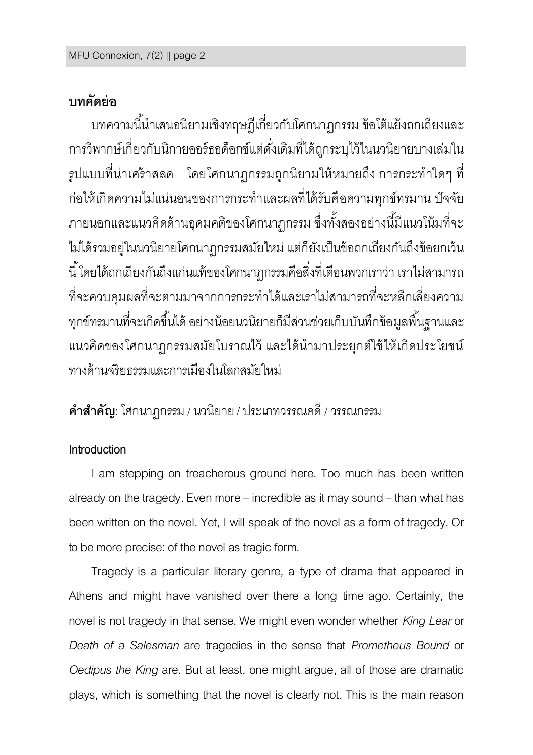## บทคัดย่อ

บทความนี้นำเสนอนิยามเชิงทฤษฎีเกี่ยวกับโศกนาฏกรรม ข้อโต้แย้งถกเถียงและการวิพากษ์เกี่ยวกับนิกายออร์ธอด็อกซ์แต่ดั่งเดิมที่ได้ถูกระบุไว้ในนวนิยายบางเล่มในรูปแบบที่น่าเศร้าสลด โดยโศกนาฏกรรมถูกนิยามให้หมายถึง การกระทำใดๆ ที่ก่อให้เกิดความไม่แน่นอนของการกระทำและผลที่ได้รับคือความทุกข์ทรมาน ปัจจัยภายนอกและแนวคิดด้านอุดมคติของโศกนาฏกรรม ซึ่งทั้งสองอย่างนี้มีแนวโน้มที่จะไม่ได้รวมอยู่ในนวนิยายโศกนาฏกรรมสมัยใหม่ แต่ก็ยังเป็นข้อถกเถียงกันถึงข้อยกเว้นนี้ โดยได้ถกเถียงกันถึงแก่นแท้ของโศกนาฏกรรมคือสิ่งที่เตือนพวกเราว่า เราไม่สามารถที่จะควบคุมผลที่จะตามมาจากการกระทำได้และเราไม่สามารถที่จะหลีกเลี่ยงความทุกข์ทรมานที่จะเกิดขึ้นได้ อย่างน้อยนวนิยายก็มีส่วนช่วยเก็บบันทึกข้อมูลพื้นฐานและแนวคิดของโศกนาฏกรรมสมัยโบราณไว้ และได้นำมาประยุกต์ใช้ให้เกิดประโยชน์ทางด้านจริยธรรมและการเมืองในโลกสมัยใหม่

**คำสำคัญ**: โศกนาฏกรรม / นวนิยาย / ประเภทวรรณคดี / วรรณกรรม

## Introduction

I am stepping on treacherous ground here. Too much has been written already on the tragedy. Even more – incredible as it may sound – than what has been written on the novel. Yet, I will speak of the novel as a form of tragedy. Or to be more precise: of the novel as tragic form.

Tragedy is a particular literary genre, a type of drama that appeared in Athens and might have vanished over there a long time ago. Certainly, the novel is not tragedy in that sense. We might even wonder whether *King Lear* or *Death of a Salesman* are tragedies in the sense that *Prometheus Bound* or *Oedipus the King* are. But at least, one might argue, all of those are dramatic plays, which is something that the novel is clearly not. This is the main reason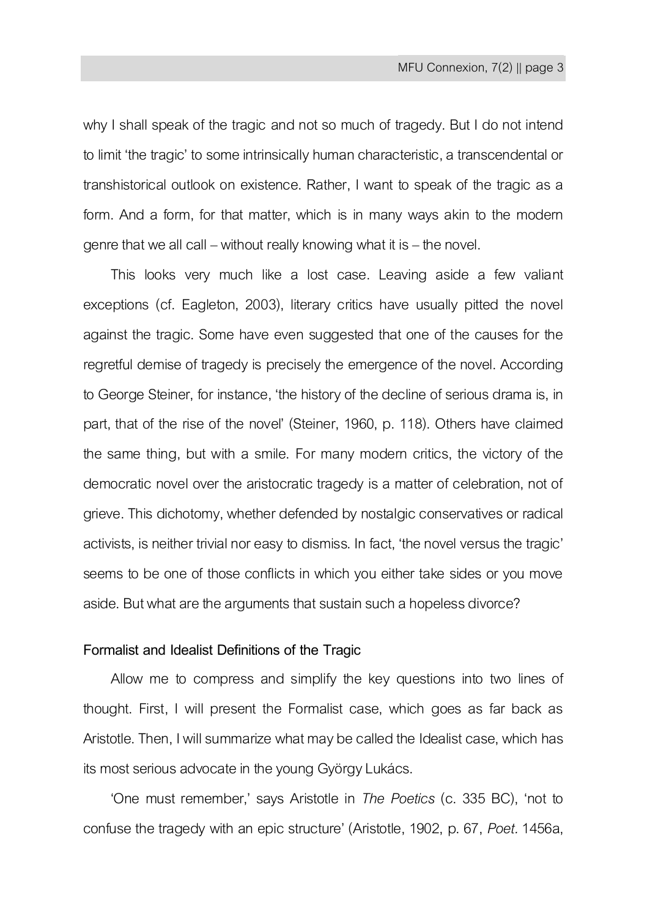why I shall speak of the tragic and not so much of tragedy. But I do not intend to limit 'the tragic' to some intrinsically human characteristic, a transcendental or transhistorical outlook on existence. Rather, I want to speak of the tragic as a form. And a form, for that matter, which is in many ways akin to the modern genre that we all call – without really knowing what it is – the novel.

This looks very much like a lost case. Leaving aside a few valiant exceptions (cf. Eagleton, 2003), literary critics have usually pitted the novel against the tragic. Some have even suggested that one of the causes for the regretful demise of tragedy is precisely the emergence of the novel. According to George Steiner, for instance, 'the history of the decline of serious drama is, in part, that of the rise of the novel' (Steiner, 1960, p. 118). Others have claimed the same thing, but with a smile. For many modern critics, the victory of the democratic novel over the aristocratic tragedy is a matter of celebration, not of grieve. This dichotomy, whether defended by nostalgic conservatives or radical activists, is neither trivial nor easy to dismiss. In fact, 'the novel versus the tragic' seems to be one of those conflicts in which you either take sides or you move aside. But what are the arguments that sustain such a hopeless divorce?

## Formalist and Idealist Definitions of the Tragic

Allow me to compress and simplify the key questions into two lines of thought. First, I will present the Formalist case, which goes as far back as Aristotle. Then, I will summarize what may be called the Idealist case, which has its most serious advocate in the young György Lukács.

'One must remember,' says Aristotle in *The Poetics* (c. 335 BC), 'not to confuse the tragedy with an epic structure' (Aristotle, 1902, p. 67, *Poet.* 1456a,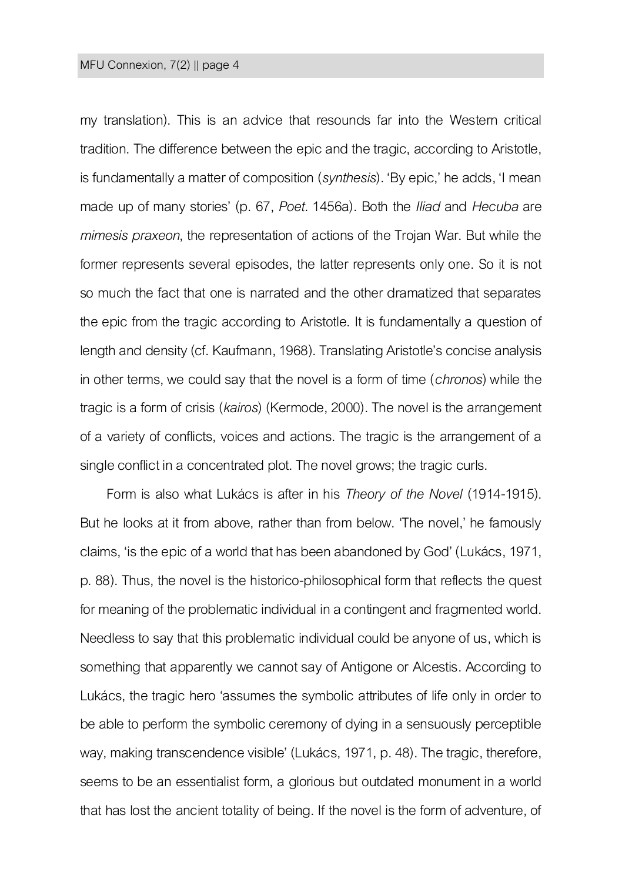my translation). This is an advice that resounds far into the Western critical tradition. The difference between the epic and the tragic, according to Aristotle, is fundamentally a matter of composition (*synthesis*). 'By epic,' he adds, 'I mean made up of many stories' (p. 67, *Poet.* 1456a). Both the *Iliad* and *Hecuba* are *mimesis praxeon*, the representation of actions of the Trojan War. But while the former represents several episodes, the latter represents only one. So it is not so much the fact that one is narrated and the other dramatized that separates the epic from the tragic according to Aristotle. It is fundamentally a question of length and density (cf. Kaufmann, 1968). Translating Aristotle's concise analysis in other terms, we could say that the novel is a form of time (*chronos*) while the tragic is a form of crisis (*kairos*) (Kermode, 2000). The novel is the arrangement of a variety of conflicts, voices and actions. The tragic is the arrangement of a single conflict in a concentrated plot. The novel grows; the tragic curls.

Form is also what Lukács is after in his *Theory of the Novel* (1914-1915). But he looks at it from above, rather than from below. 'The novel,' he famously claims, 'is the epic of a world that has been abandoned by God' (Lukács, 1971, p. 88). Thus, the novel is the historico-philosophical form that reflects the quest for meaning of the problematic individual in a contingent and fragmented world. Needless to say that this problematic individual could be anyone of us, which is something that apparently we cannot say of Antigone or Alcestis. According to Lukács, the tragic hero 'assumes the symbolic attributes of life only in order to be able to perform the symbolic ceremony of dying in a sensuously perceptible way, making transcendence visible' (Lukács, 1971, p. 48). The tragic, therefore, seems to be an essentialist form, a glorious but outdated monument in a world that has lost the ancient totality of being. If the novel is the form of adventure, of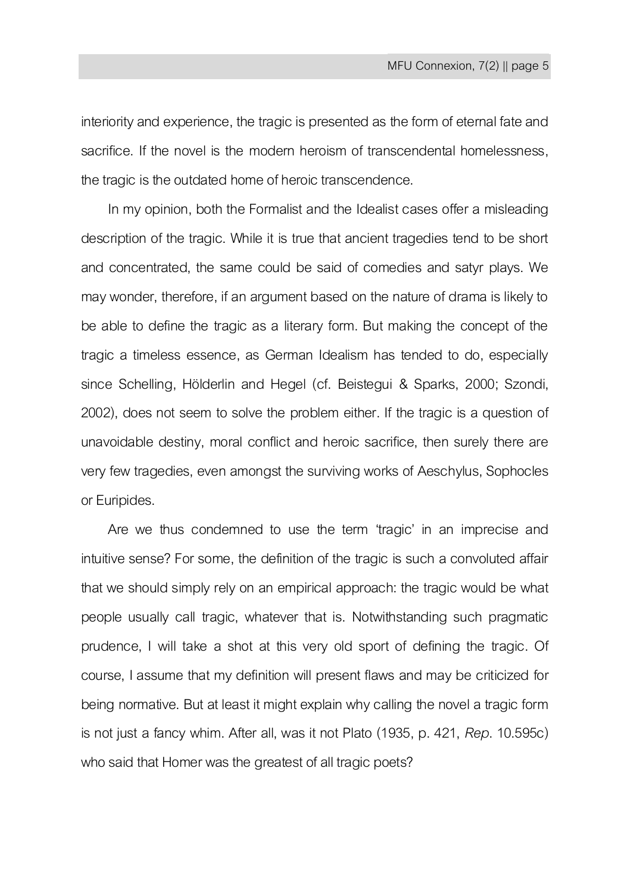interiority and experience, the tragic is presented as the form of eternal fate and sacrifice. If the novel is the modern heroism of transcendental homelessness, the tragic is the outdated home of heroic transcendence.

In my opinion, both the Formalist and the Idealist cases offer a misleading description of the tragic. While it is true that ancient tragedies tend to be short and concentrated, the same could be said of comedies and satyr plays. We may wonder, therefore, if an argument based on the nature of drama is likely to be able to define the tragic as a literary form. But making the concept of the tragic a timeless essence, as German Idealism has tended to do, especially since Schelling, Hölderlin and Hegel (cf. Beistegui & Sparks, 2000; Szondi, 2002), does not seem to solve the problem either. If the tragic is a question of unavoidable destiny, moral conflict and heroic sacrifice, then surely there are very few tragedies, even amongst the surviving works of Aeschylus, Sophocles or Euripides.

Are we thus condemned to use the term 'tragic' in an imprecise and intuitive sense? For some, the definition of the tragic is such a convoluted affair that we should simply rely on an empirical approach: the tragic would be what people usually call tragic, whatever that is. Notwithstanding such pragmatic prudence, I will take a shot at this very old sport of defining the tragic. Of course, I assume that my definition will present flaws and may be criticized for being normative. But at least it might explain why calling the novel a tragic form is not just a fancy whim. After all, was it not Plato (1935, p. 421, *Rep*. 10.595c) who said that Homer was the greatest of all tragic poets?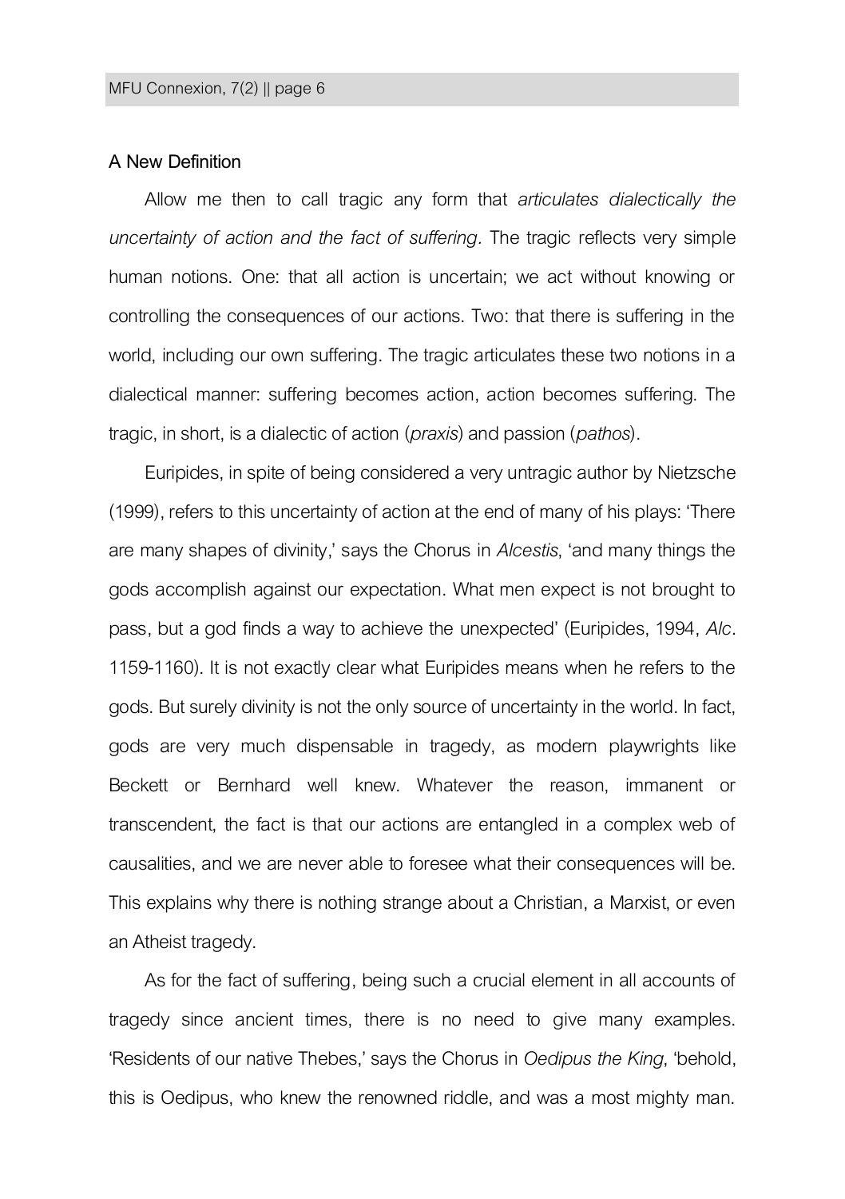## A New Definition

Allow me then to call tragic any form that *articulates dialectically the uncertainty of action and the fact of suffering*. The tragic reflects very simple human notions. One: that all action is uncertain; we act without knowing or controlling the consequences of our actions. Two: that there is suffering in the world, including our own suffering. The tragic articulates these two notions in a dialectical manner: suffering becomes action, action becomes suffering. The tragic, in short, is a dialectic of action (*praxis*) and passion (*pathos*).

Euripides, in spite of being considered a very untragic author by Nietzsche (1999), refers to this uncertainty of action at the end of many of his plays: 'There are many shapes of divinity,' says the Chorus in *Alcestis*, 'and many things the gods accomplish against our expectation. What men expect is not brought to pass, but a god finds a way to achieve the unexpected' (Euripides, 1994, *Alc*. 1159-1160). It is not exactly clear what Euripides means when he refers to the gods. But surely divinity is not the only source of uncertainty in the world. In fact, gods are very much dispensable in tragedy, as modern playwrights like Beckett or Bernhard well knew. Whatever the reason, immanent or transcendent, the fact is that our actions are entangled in a complex web of causalities, and we are never able to foresee what their consequences will be. This explains why there is nothing strange about a Christian, a Marxist, or even an Atheist tragedy.

As for the fact of suffering, being such a crucial element in all accounts of tragedy since ancient times, there is no need to give many examples. 'Residents of our native Thebes,' says the Chorus in *Oedipus the King*, 'behold, this is Oedipus, who knew the renowned riddle, and was a most mighty man.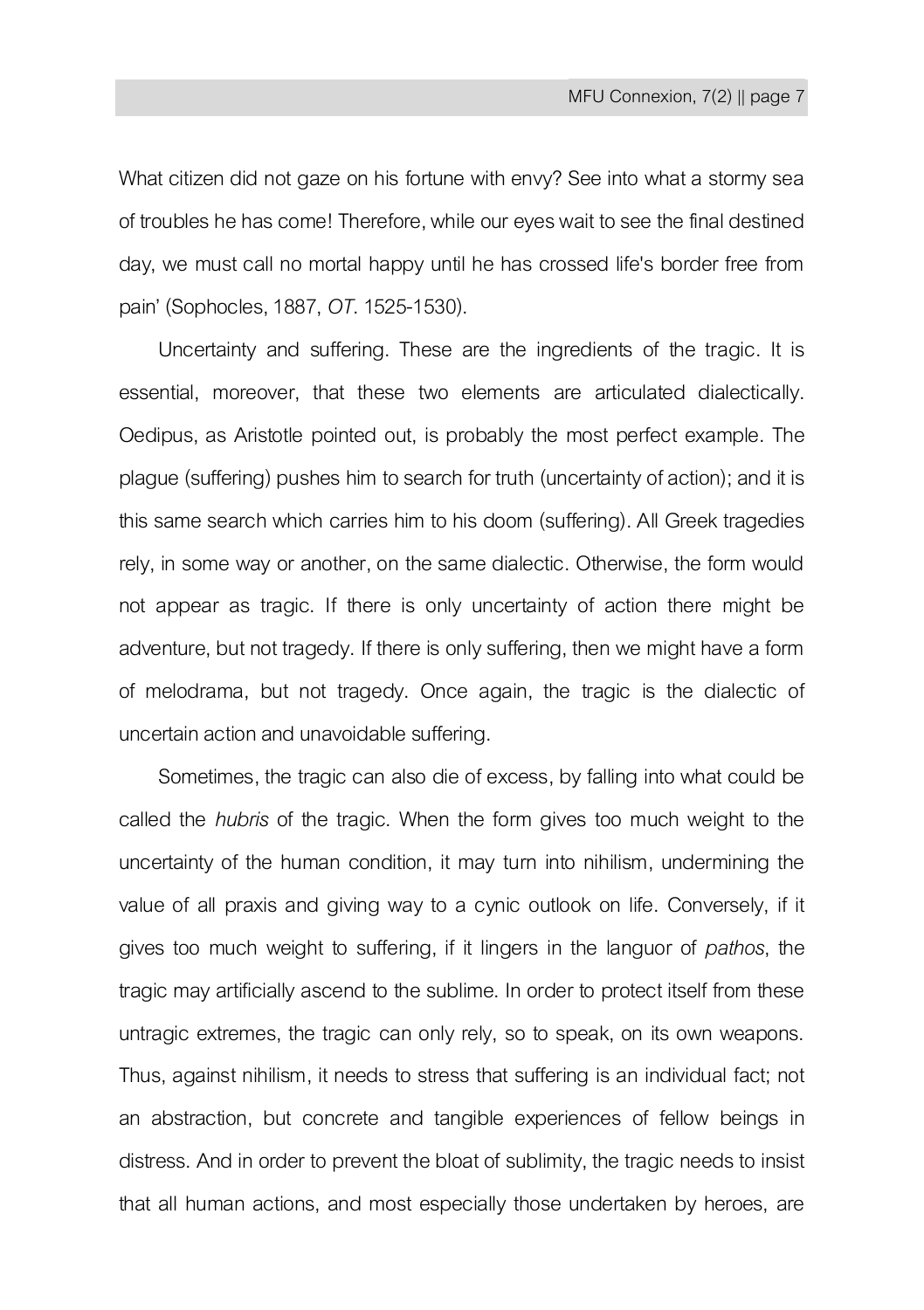What citizen did not gaze on his fortune with envy? See into what a stormy sea of troubles he has come! Therefore, while our eyes wait to see the final destined day, we must call no mortal happy until he has crossed life's border free from pain' (Sophocles, 1887, *OT*. 1525-1530).

Uncertainty and suffering. These are the ingredients of the tragic. It is essential, moreover, that these two elements are articulated dialectically. Oedipus, as Aristotle pointed out, is probably the most perfect example. The plague (suffering) pushes him to search for truth (uncertainty of action); and it is this same search which carries him to his doom (suffering). All Greek tragedies rely, in some way or another, on the same dialectic. Otherwise, the form would not appear as tragic. If there is only uncertainty of action there might be adventure, but not tragedy. If there is only suffering, then we might have a form of melodrama, but not tragedy. Once again, the tragic is the dialectic of uncertain action and unavoidable suffering.

Sometimes, the tragic can also die of excess, by falling into what could be called the *hubris* of the tragic. When the form gives too much weight to the uncertainty of the human condition, it may turn into nihilism, undermining the value of all praxis and giving way to a cynic outlook on life. Conversely, if it gives too much weight to suffering, if it lingers in the languor of *pathos*, the tragic may artificially ascend to the sublime. In order to protect itself from these untragic extremes, the tragic can only rely, so to speak, on its own weapons. Thus, against nihilism, it needs to stress that suffering is an individual fact; not an abstraction, but concrete and tangible experiences of fellow beings in distress. And in order to prevent the bloat of sublimity, the tragic needs to insist that all human actions, and most especially those undertaken by heroes, are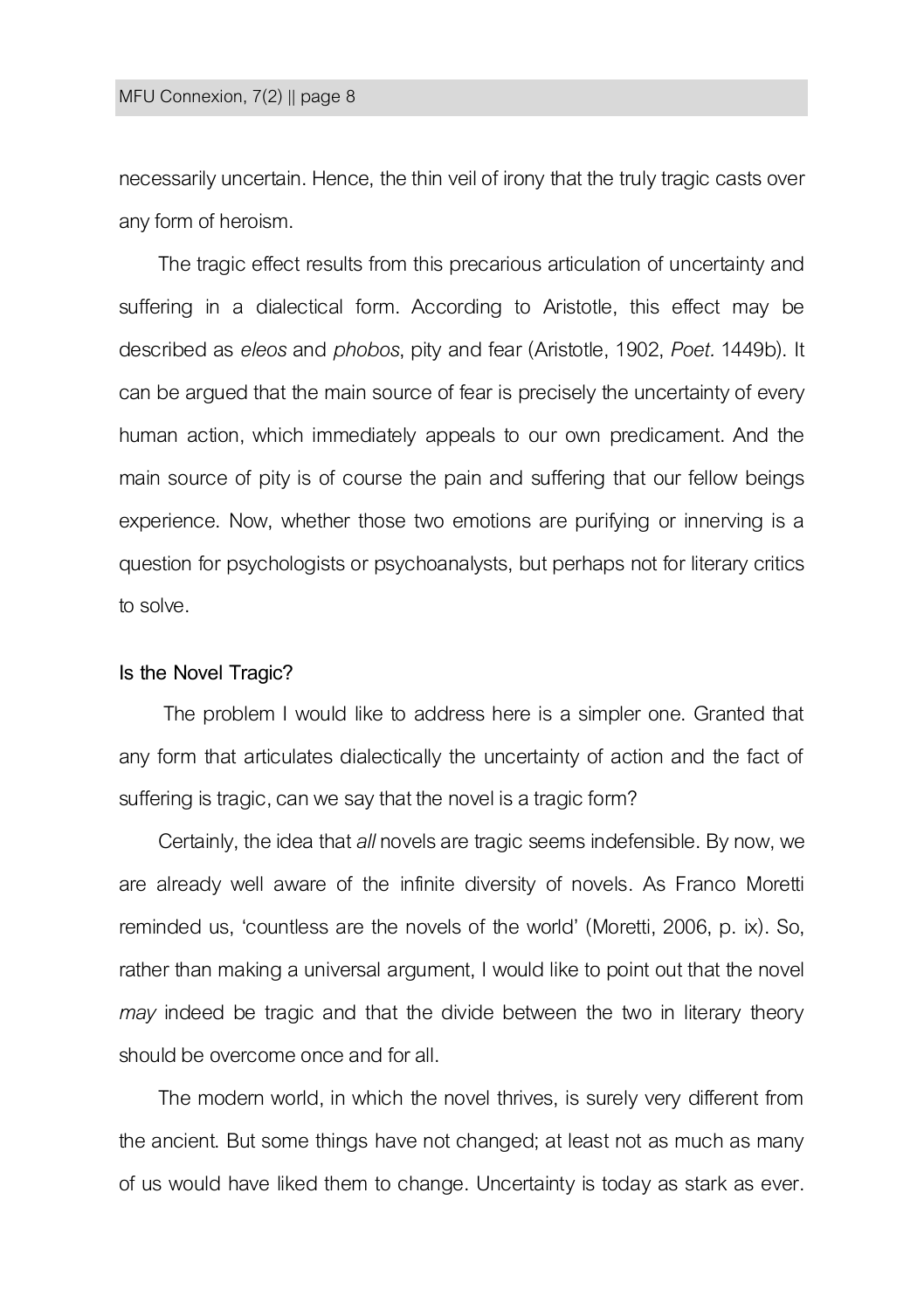necessarily uncertain. Hence, the thin veil of irony that the truly tragic casts over any form of heroism.

The tragic effect results from this precarious articulation of uncertainty and suffering in a dialectical form. According to Aristotle, this effect may be described as *eleos* and *phobos*, pity and fear (Aristotle, 1902, *Poet.* 1449b). It can be argued that the main source of fear is precisely the uncertainty of every human action, which immediately appeals to our own predicament. And the main source of pity is of course the pain and suffering that our fellow beings experience. Now, whether those two emotions are purifying or innerving is a question for psychologists or psychoanalysts, but perhaps not for literary critics to solve.

## Is the Novel Tragic?

The problem I would like to address here is a simpler one. Granted that any form that articulates dialectically the uncertainty of action and the fact of suffering is tragic, can we say that the novel is a tragic form?

Certainly, the idea that *all* novels are tragic seems indefensible. By now, we are already well aware of the infinite diversity of novels. As Franco Moretti reminded us, 'countless are the novels of the world' (Moretti, 2006, p. ix). So, rather than making a universal argument, I would like to point out that the novel *may* indeed be tragic and that the divide between the two in literary theory should be overcome once and for all.

The modern world, in which the novel thrives, is surely very different from the ancient. But some things have not changed; at least not as much as many of us would have liked them to change. Uncertainty is today as stark as ever.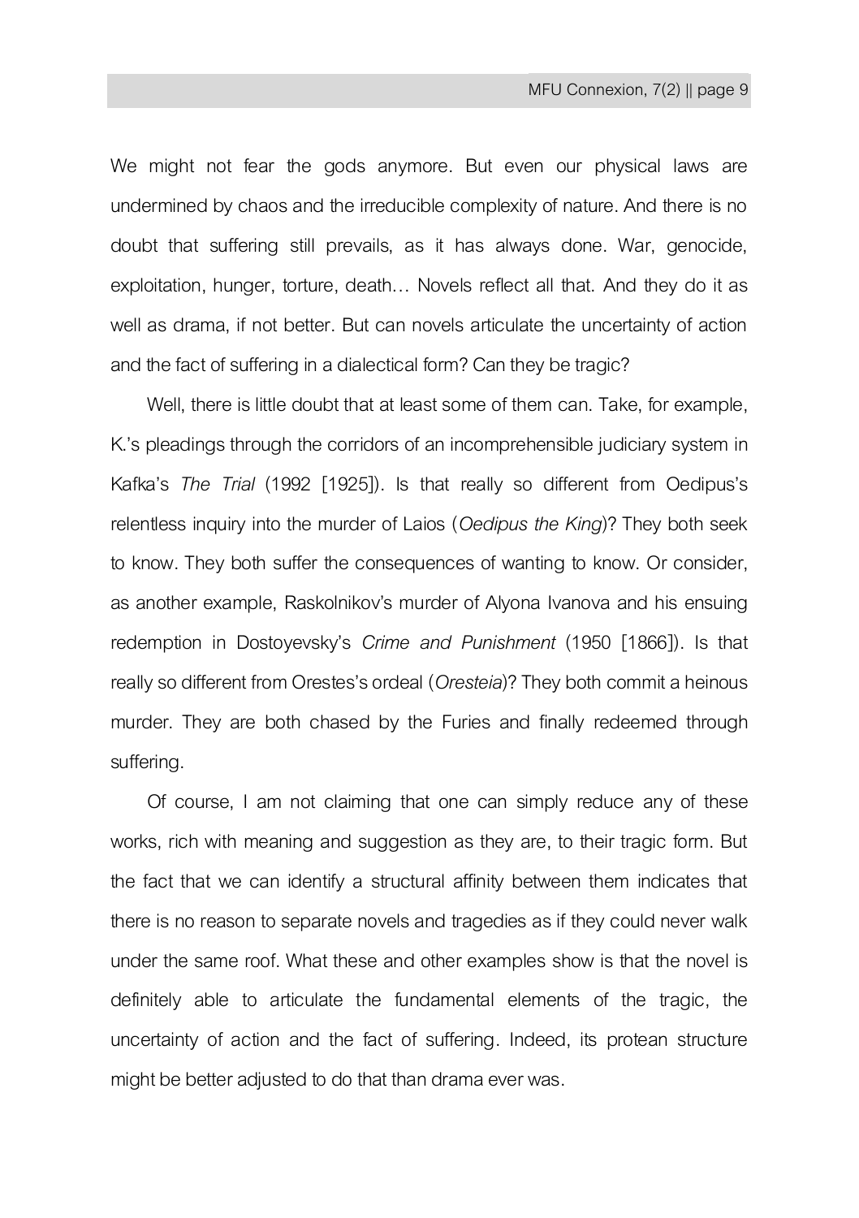We might not fear the gods anymore. But even our physical laws are undermined by chaos and the irreducible complexity of nature. And there is no doubt that suffering still prevails, as it has always done. War, genocide, exploitation, hunger, torture, death… Novels reflect all that. And they do it as well as drama, if not better. But can novels articulate the uncertainty of action and the fact of suffering in a dialectical form? Can they be tragic?

Well, there is little doubt that at least some of them can. Take, for example, K.'s pleadings through the corridors of an incomprehensible judiciary system in Kafka's *The Trial* (1992 [1925]). Is that really so different from Oedipus's relentless inquiry into the murder of Laios (*Oedipus the King*)? They both seek to know. They both suffer the consequences of wanting to know. Or consider, as another example, Raskolnikov's murder of Alyona Ivanova and his ensuing redemption in Dostoyevsky's *Crime and Punishment* (1950 [1866]). Is that really so different from Orestes's ordeal (*Oresteia*)? They both commit a heinous murder. They are both chased by the Furies and finally redeemed through suffering.

Of course, I am not claiming that one can simply reduce any of these works, rich with meaning and suggestion as they are, to their tragic form. But the fact that we can identify a structural affinity between them indicates that there is no reason to separate novels and tragedies as if they could never walk under the same roof. What these and other examples show is that the novel is definitely able to articulate the fundamental elements of the tragic, the uncertainty of action and the fact of suffering. Indeed, its protean structure might be better adjusted to do that than drama ever was.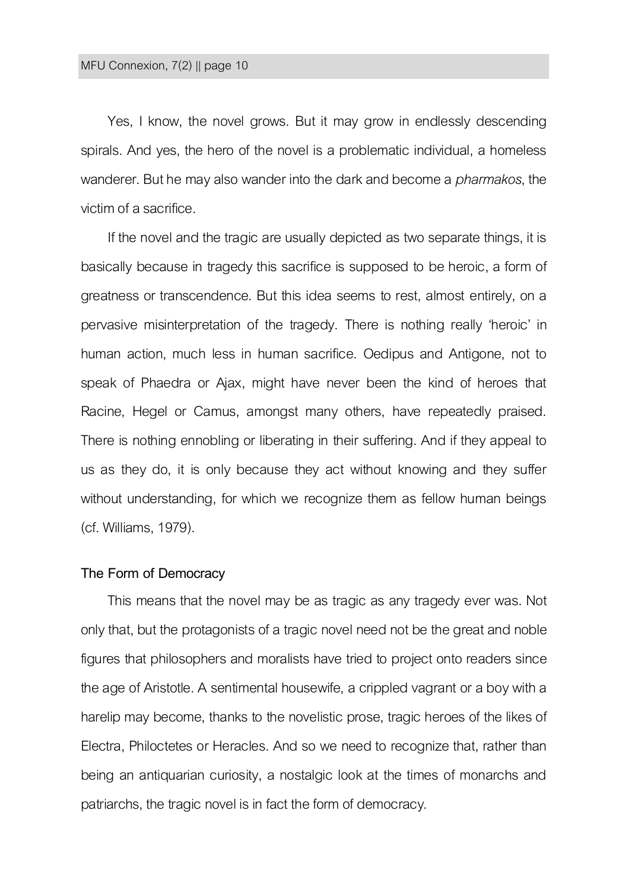Yes, I know, the novel grows. But it may grow in endlessly descending spirals. And yes, the hero of the novel is a problematic individual, a homeless wanderer. But he may also wander into the dark and become a *pharmakos*, the victim of a sacrifice.

If the novel and the tragic are usually depicted as two separate things, it is basically because in tragedy this sacrifice is supposed to be heroic, a form of greatness or transcendence. But this idea seems to rest, almost entirely, on a pervasive misinterpretation of the tragedy. There is nothing really 'heroic' in human action, much less in human sacrifice. Oedipus and Antigone, not to speak of Phaedra or Ajax, might have never been the kind of heroes that Racine, Hegel or Camus, amongst many others, have repeatedly praised. There is nothing ennobling or liberating in their suffering. And if they appeal to us as they do, it is only because they act without knowing and they suffer without understanding, for which we recognize them as fellow human beings (cf. Williams, 1979).

## The Form of Democracy

This means that the novel may be as tragic as any tragedy ever was. Not only that, but the protagonists of a tragic novel need not be the great and noble figures that philosophers and moralists have tried to project onto readers since the age of Aristotle. A sentimental housewife, a crippled vagrant or a boy with a harelip may become, thanks to the novelistic prose, tragic heroes of the likes of Electra, Philoctetes or Heracles. And so we need to recognize that, rather than being an antiquarian curiosity, a nostalgic look at the times of monarchs and patriarchs, the tragic novel is in fact the form of democracy.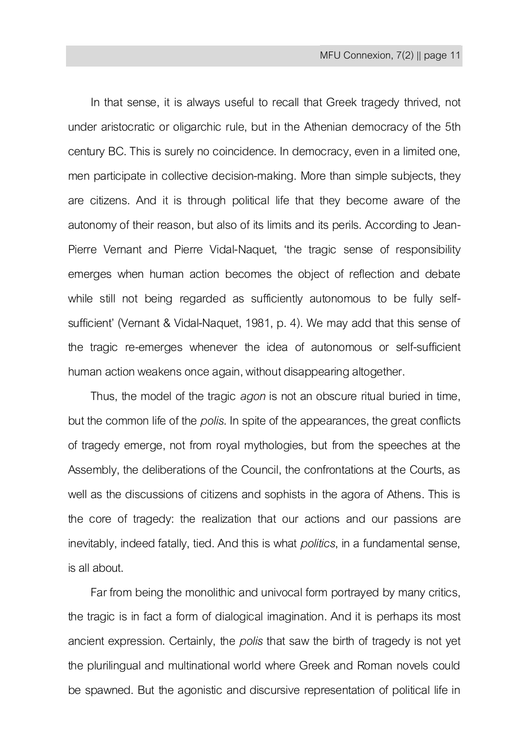In that sense, it is always useful to recall that Greek tragedy thrived, not under aristocratic or oligarchic rule, but in the Athenian democracy of the 5th century BC. This is surely no coincidence. In democracy, even in a limited one, men participate in collective decision-making. More than simple subjects, they are citizens. And it is through political life that they become aware of the autonomy of their reason, but also of its limits and its perils. According to Jean-Pierre Vernant and Pierre Vidal-Naquet, 'the tragic sense of responsibility emerges when human action becomes the object of reflection and debate while still not being regarded as sufficiently autonomous to be fully self-sufficient' (Vernant & Vidal-Naquet, 1981, p. 4). We may add that this sense of the tragic re-emerges whenever the idea of autonomous or self-sufficient human action weakens once again, without disappearing altogether.

Thus, the model of the tragic *agon* is not an obscure ritual buried in time, but the common life of the *polis*. In spite of the appearances, the great conflicts of tragedy emerge, not from royal mythologies, but from the speeches at the Assembly, the deliberations of the Council, the confrontations at the Courts, as well as the discussions of citizens and sophists in the agora of Athens. This is the core of tragedy: the realization that our actions and our passions are inevitably, indeed fatally, tied. And this is what *politics*, in a fundamental sense, is all about.

Far from being the monolithic and univocal form portrayed by many critics, the tragic is in fact a form of dialogical imagination. And it is perhaps its most ancient expression. Certainly, the *polis* that saw the birth of tragedy is not yet the plurilingual and multinational world where Greek and Roman novels could be spawned. But the agonistic and discursive representation of political life in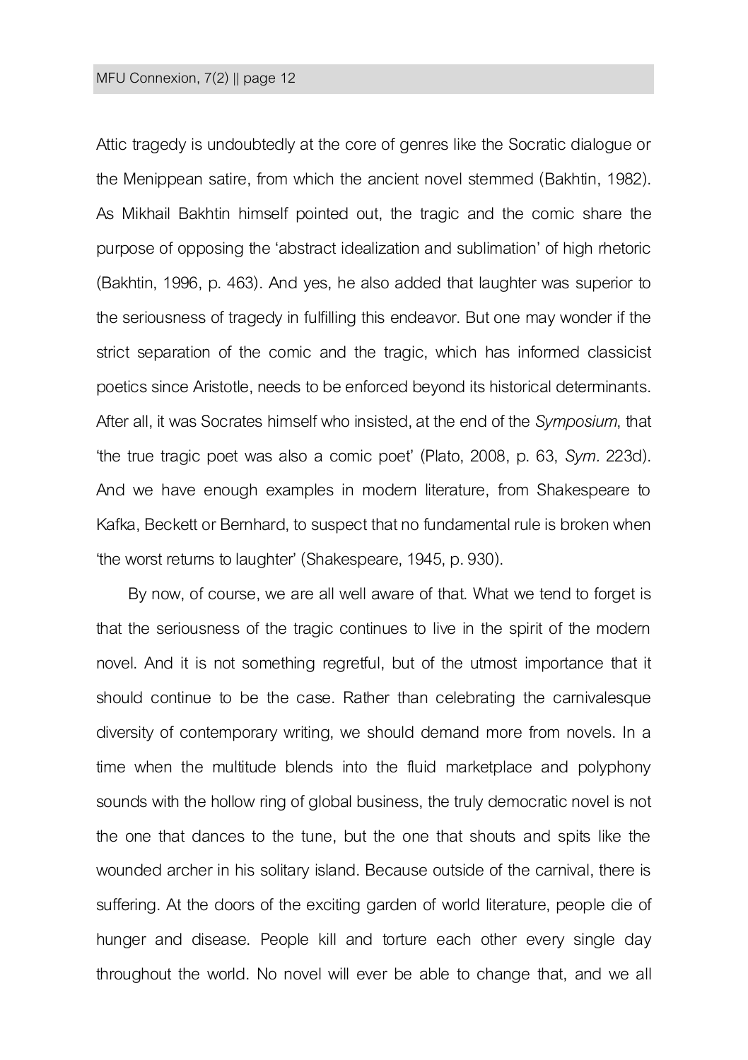Attic tragedy is undoubtedly at the core of genres like the Socratic dialogue or the Menippean satire, from which the ancient novel stemmed (Bakhtin, 1982). As Mikhail Bakhtin himself pointed out, the tragic and the comic share the purpose of opposing the 'abstract idealization and sublimation' of high rhetoric (Bakhtin, 1996, p. 463). And yes, he also added that laughter was superior to the seriousness of tragedy in fulfilling this endeavor. But one may wonder if the strict separation of the comic and the tragic, which has informed classicist poetics since Aristotle, needs to be enforced beyond its historical determinants. After all, it was Socrates himself who insisted, at the end of the *Symposium*, that 'the true tragic poet was also a comic poet' (Plato, 2008, p. 63, *Sym*. 223d). And we have enough examples in modern literature, from Shakespeare to Kafka, Beckett or Bernhard, to suspect that no fundamental rule is broken when 'the worst returns to laughter' (Shakespeare, 1945, p. 930).

By now, of course, we are all well aware of that. What we tend to forget is that the seriousness of the tragic continues to live in the spirit of the modern novel. And it is not something regretful, but of the utmost importance that it should continue to be the case. Rather than celebrating the carnivalesque diversity of contemporary writing, we should demand more from novels. In a time when the multitude blends into the fluid marketplace and polyphony sounds with the hollow ring of global business, the truly democratic novel is not the one that dances to the tune, but the one that shouts and spits like the wounded archer in his solitary island. Because outside of the carnival, there is suffering. At the doors of the exciting garden of world literature, people die of hunger and disease. People kill and torture each other every single day throughout the world. No novel will ever be able to change that, and we all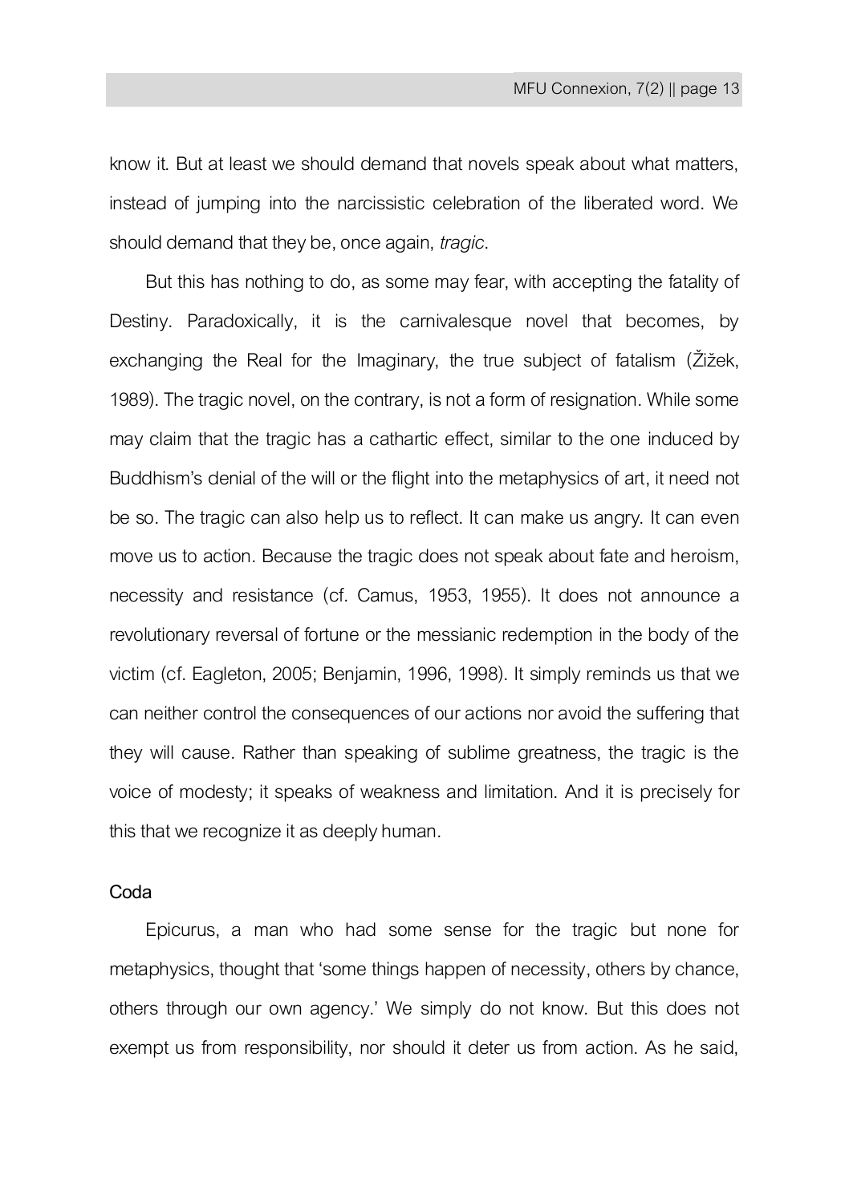know it. But at least we should demand that novels speak about what matters, instead of jumping into the narcissistic celebration of the liberated word. We should demand that they be, once again, *tragic*.

But this has nothing to do, as some may fear, with accepting the fatality of Destiny. Paradoxically, it is the carnivalesque novel that becomes, by exchanging the Real for the Imaginary, the true subject of fatalism (Žižek, 1989). The tragic novel, on the contrary, is not a form of resignation. While some may claim that the tragic has a cathartic effect, similar to the one induced by Buddhism's denial of the will or the flight into the metaphysics of art, it need not be so. The tragic can also help us to reflect. It can make us angry. It can even move us to action. Because the tragic does not speak about fate and heroism, necessity and resistance (cf. Camus, 1953, 1955). It does not announce a revolutionary reversal of fortune or the messianic redemption in the body of the victim (cf. Eagleton, 2005; Benjamin, 1996, 1998). It simply reminds us that we can neither control the consequences of our actions nor avoid the suffering that they will cause. Rather than speaking of sublime greatness, the tragic is the voice of modesty; it speaks of weakness and limitation. And it is precisely for this that we recognize it as deeply human.

## Coda

Epicurus, a man who had some sense for the tragic but none for metaphysics, thought that 'some things happen of necessity, others by chance, others through our own agency.' We simply do not know. But this does not exempt us from responsibility, nor should it deter us from action. As he said,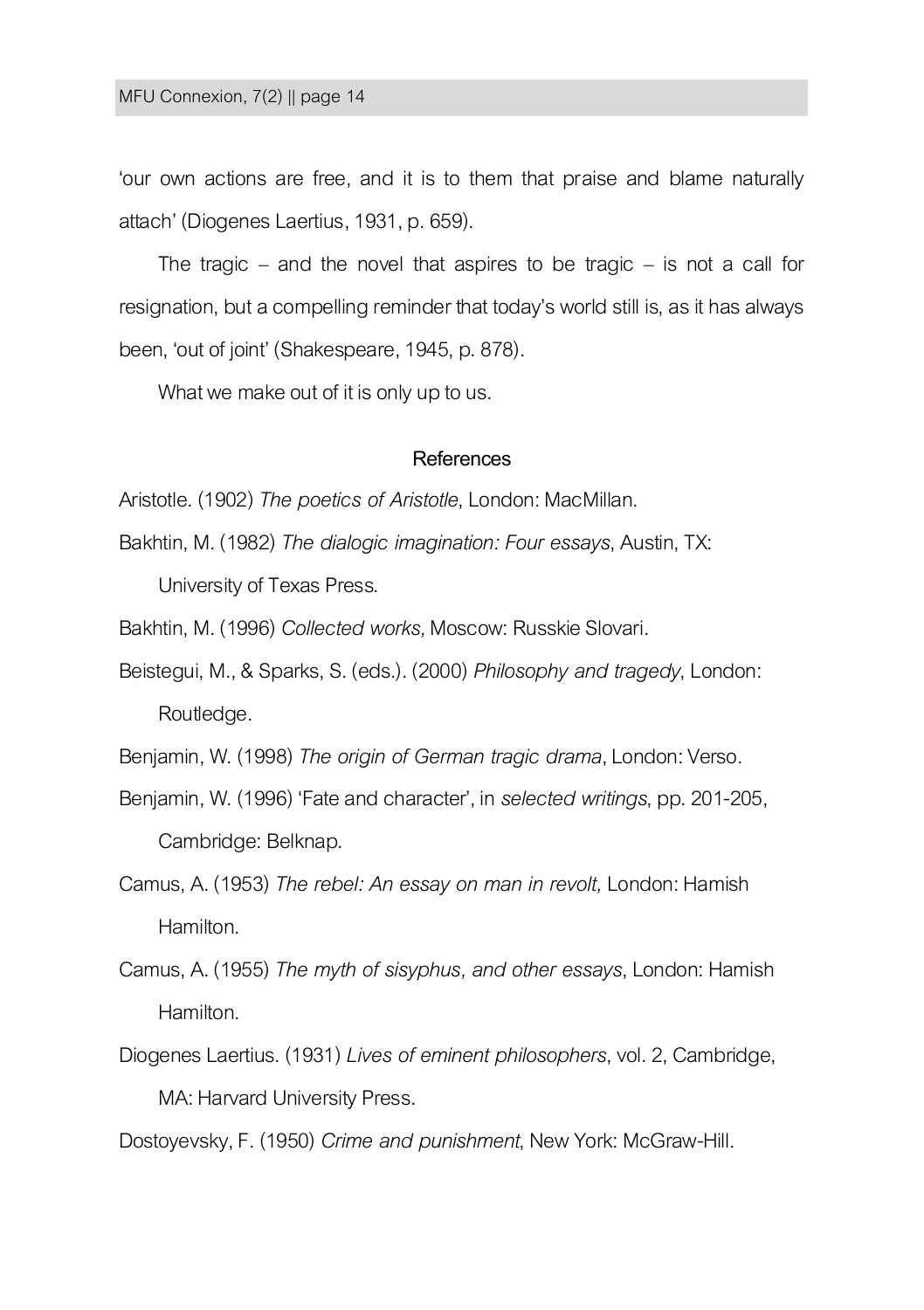'our own actions are free, and it is to them that praise and blame naturally attach' (Diogenes Laertius, 1931, p. 659).

The tragic – and the novel that aspires to be tragic – is not a call for resignation, but a compelling reminder that today's world still is, as it has always been, 'out of joint' (Shakespeare, 1945, p. 878).

What we make out of it is only up to us.

## References

Aristotle. (1902) *The poetics of Aristotle*, London: MacMillan.

Bakhtin, M. (1982) *The dialogic imagination: Four essays*, Austin, TX: University of Texas Press.

Bakhtin, M. (1996) *Collected works,* Moscow: Russkie Slovari.

Beistegui, M., & Sparks, S. (eds.). (2000) *Philosophy and tragedy*, London: Routledge.

Benjamin, W. (1998) *The origin of German tragic drama*, London: Verso.

Benjamin, W. (1996) 'Fate and character', in *selected writings*, pp. 201-205, Cambridge: Belknap.

Camus, A. (1953) *The rebel: An essay on man in revolt,* London: Hamish Hamilton.

Camus, A. (1955) *The myth of sisyphus, and other essays*, London: Hamish Hamilton.

Diogenes Laertius. (1931) *Lives of eminent philosophers*, vol. 2, Cambridge, MA: Harvard University Press.

Dostoyevsky, F. (1950) *Crime and punishment*, New York: McGraw-Hill.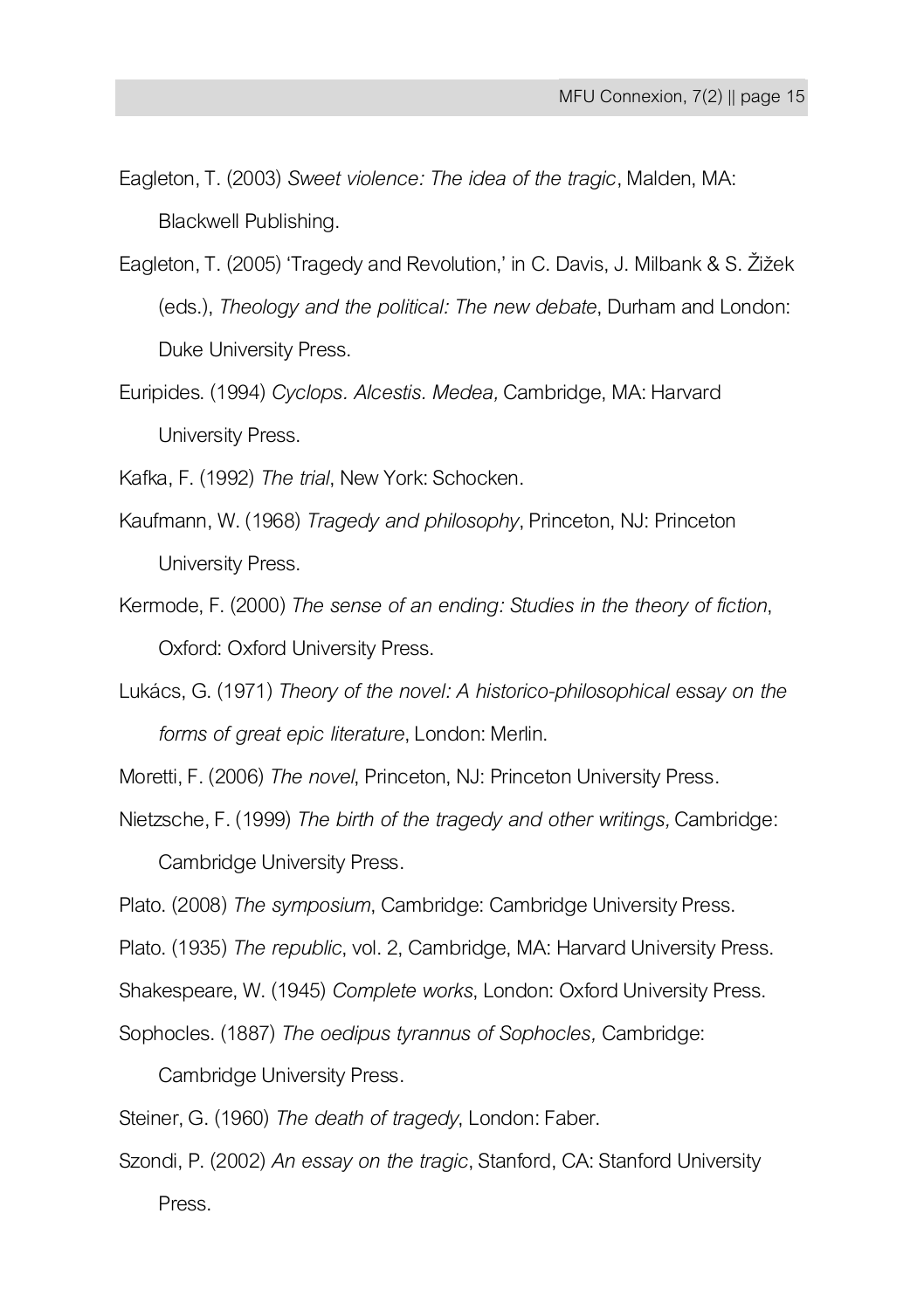Eagleton, T. (2003) *Sweet violence: The idea of the tragic*, Malden, MA: Blackwell Publishing.

Eagleton, T. (2005) 'Tragedy and Revolution,' in C. Davis, J. Milbank & S. Žižek (eds.), *Theology and the political: The new debate*, Durham and London: Duke University Press.

Euripides. (1994) *Cyclops. Alcestis. Medea,* Cambridge, MA: Harvard University Press.

Kafka, F. (1992) *The trial*, New York: Schocken.

Kaufmann, W. (1968) *Tragedy and philosophy*, Princeton, NJ: Princeton University Press.

Kermode, F. (2000) *The sense of an ending: Studies in the theory of fiction*, Oxford: Oxford University Press.

Lukács, G. (1971) *Theory of the novel: A historico-philosophical essay on the forms of great epic literature*, London: Merlin.

Moretti, F. (2006) *The novel*, Princeton, NJ: Princeton University Press.

Nietzsche, F. (1999) *The birth of the tragedy and other writings,* Cambridge: Cambridge University Press.

Plato. (2008) *The symposium*, Cambridge: Cambridge University Press.

Plato. (1935) *The republic*, vol. 2, Cambridge, MA: Harvard University Press.

Shakespeare, W. (1945) *Complete works*, London: Oxford University Press.

Sophocles. (1887) *The oedipus tyrannus of Sophocles,* Cambridge: Cambridge University Press.

Steiner, G. (1960) *The death of tragedy*, London: Faber.

Szondi, P. (2002) *An essay on the tragic*, Stanford, CA: Stanford University Press.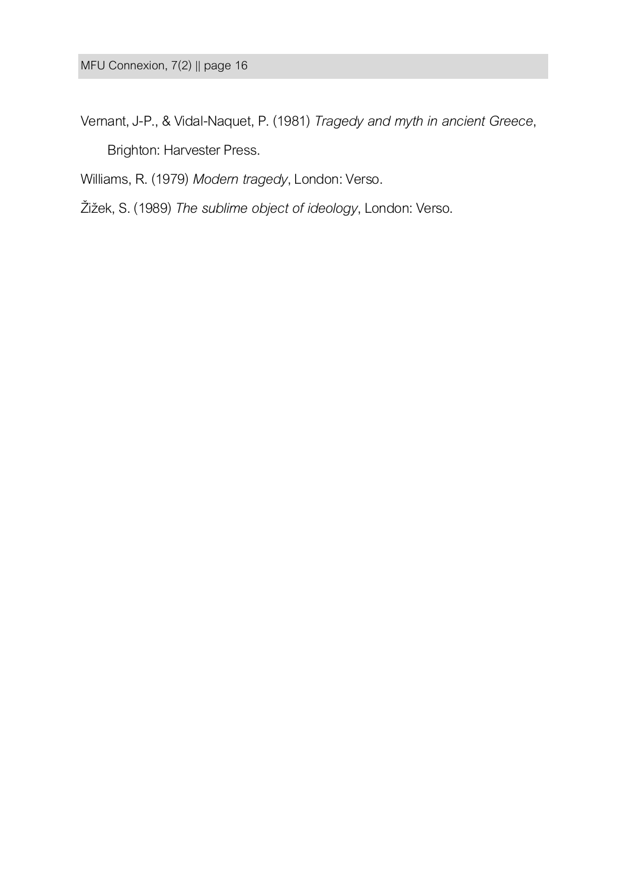Vernant, J-P., & Vidal-Naquet, P. (1981) *Tragedy and myth in ancient Greece*, Brighton: Harvester Press.

Williams, R. (1979) *Modern tragedy*, London: Verso.

Žižek, S. (1989) *The sublime object of ideology*, London: Verso.